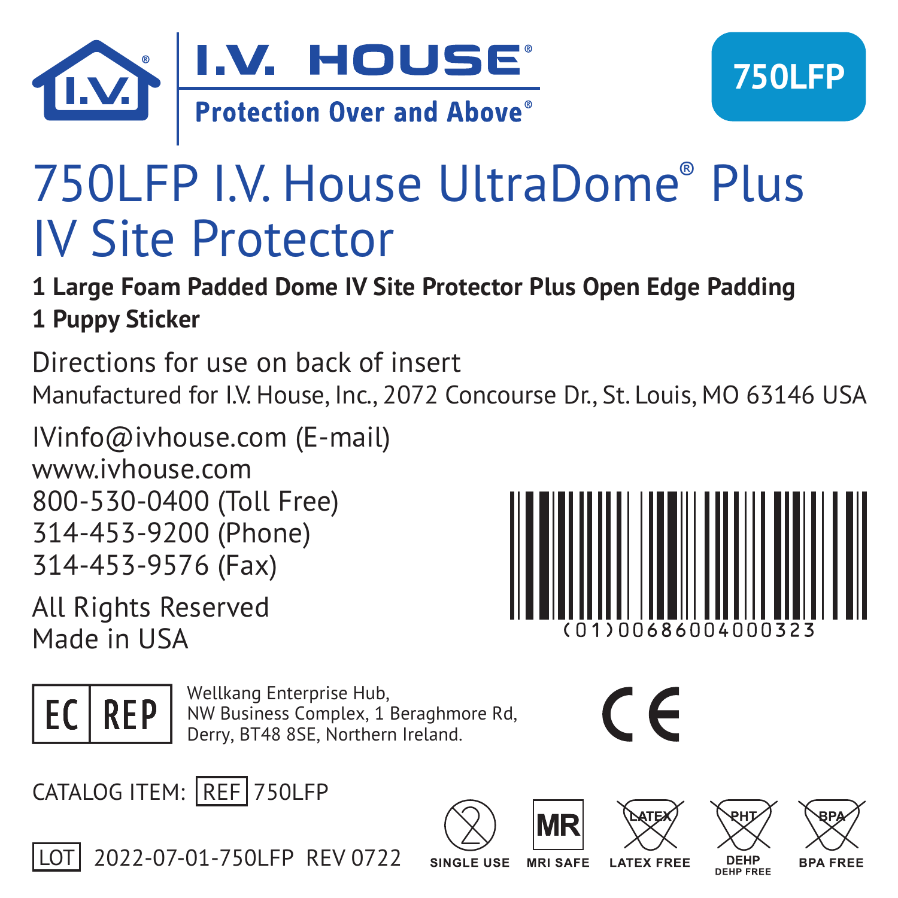I.V. HOUSE®

Protection Over and Above®

750LFP

# 750LFP I.V. House UltraDome® Plus IV Site Protector

**1 Large Foam Padded Dome IV Site Protector Plus Open Edge Padding**
**1 Puppy Sticker**

Directions for use on back of insert

Manufactured for I.V. House, Inc., 2072 Concourse Dr., St. Louis, MO 63146 USA

IVinfo@ivhouse.com (E-mail)
www.ivhouse.com
800-530-0400 (Toll Free)
314-453-9200 (Phone)
314-453-9576 (Fax)

All Rights Reserved
Made in USA

(01)00686004000323

EC REP Wellkang Enterprise Hub, NW Business Complex, 1 Beraghmore Rd, Derry, BT48 8SE, Northern Ireland.

CE

CATALOG ITEM: REF 750LFP

LOT 2022-07-01-750LFP REV 0722

SINGLE USE | MRI SAFE | LATEX FREE | DEHP FREE | BPA FREE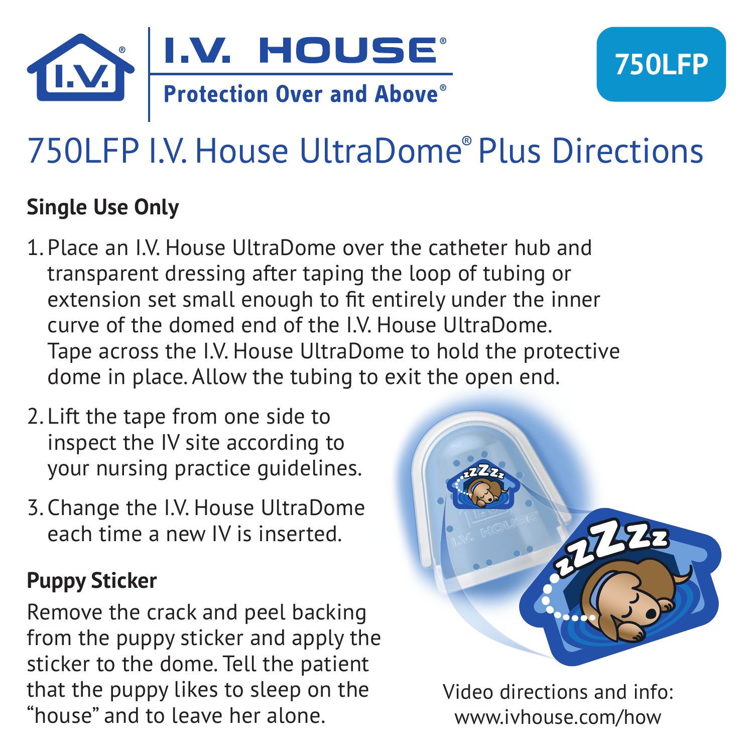I.V. HOUSE®

Protection Over and Above®

750LFP

# 750LFP I.V. House UltraDome® Plus Directions

**Single Use Only**

1. Place an I.V. House UltraDome over the catheter hub and transparent dressing after taping the loop of tubing or extension set small enough to fit entirely under the inner curve of the domed end of the I.V. House UltraDome. Tape across the I.V. House UltraDome to hold the protective dome in place. Allow the tubing to exit the open end.
2. Lift the tape from one side to inspect the IV site according to your nursing practice guidelines.
3. Change the I.V. House UltraDome each time a new IV is inserted.

**Puppy Sticker**

Remove the crack and peel backing from the puppy sticker and apply the sticker to the dome. Tell the patient that the puppy likes to sleep on the "house" and to leave her alone.

Video directions and info:
www.ivhouse.com/how